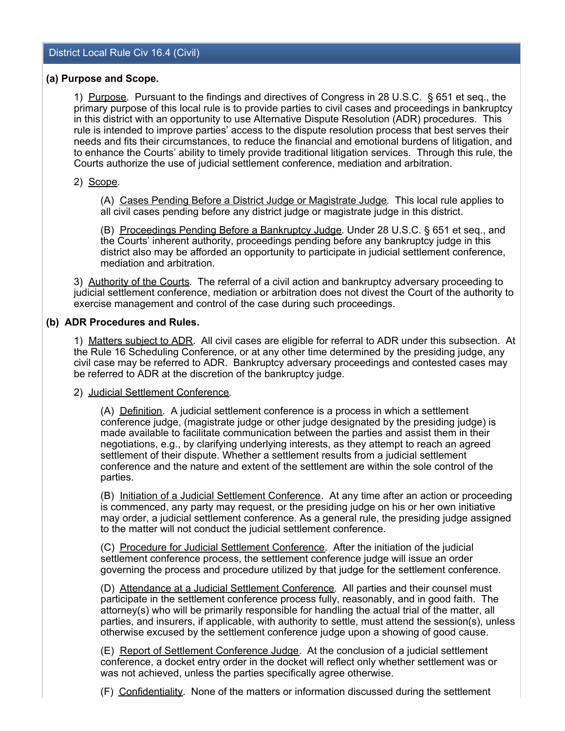## District Local Rule Civ 16.4 (Civil)

**(a) Purpose and Scope.**

1) Purpose. Pursuant to the findings and directives of Congress in 28 U.S.C. § 651 et seq., the primary purpose of this local rule is to provide parties to civil cases and proceedings in bankruptcy in this district with an opportunity to use Alternative Dispute Resolution (ADR) procedures. This rule is intended to improve parties' access to the dispute resolution process that best serves their needs and fits their circumstances, to reduce the financial and emotional burdens of litigation, and to enhance the Courts' ability to timely provide traditional litigation services. Through this rule, the Courts authorize the use of judicial settlement conference, mediation and arbitration.

2) Scope.

(A) Cases Pending Before a District Judge or Magistrate Judge. This local rule applies to all civil cases pending before any district judge or magistrate judge in this district.

(B) Proceedings Pending Before a Bankruptcy Judge. Under 28 U.S.C. § 651 et seq., and the Courts' inherent authority, proceedings pending before any bankruptcy judge in this district also may be afforded an opportunity to participate in judicial settlement conference, mediation and arbitration.

3) Authority of the Courts. The referral of a civil action and bankruptcy adversary proceeding to judicial settlement conference, mediation or arbitration does not divest the Court of the authority to exercise management and control of the case during such proceedings.

**(b) ADR Procedures and Rules.**

1) Matters subject to ADR. All civil cases are eligible for referral to ADR under this subsection. At the Rule 16 Scheduling Conference, or at any other time determined by the presiding judge, any civil case may be referred to ADR. Bankruptcy adversary proceedings and contested cases may be referred to ADR at the discretion of the bankruptcy judge.

2) Judicial Settlement Conference.

(A) Definition. A judicial settlement conference is a process in which a settlement conference judge, (magistrate judge or other judge designated by the presiding judge) is made available to facilitate communication between the parties and assist them in their negotiations, e.g., by clarifying underlying interests, as they attempt to reach an agreed settlement of their dispute. Whether a settlement results from a judicial settlement conference and the nature and extent of the settlement are within the sole control of the parties.

(B) Initiation of a Judicial Settlement Conference. At any time after an action or proceeding is commenced, any party may request, or the presiding judge on his or her own initiative may order, a judicial settlement conference. As a general rule, the presiding judge assigned to the matter will not conduct the judicial settlement conference.

(C) Procedure for Judicial Settlement Conference. After the initiation of the judicial settlement conference process, the settlement conference judge will issue an order governing the process and procedure utilized by that judge for the settlement conference.

(D) Attendance at a Judicial Settlement Conference. All parties and their counsel must participate in the settlement conference process fully, reasonably, and in good faith. The attorney(s) who will be primarily responsible for handling the actual trial of the matter, all parties, and insurers, if applicable, with authority to settle, must attend the session(s), unless otherwise excused by the settlement conference judge upon a showing of good cause.

(E) Report of Settlement Conference Judge. At the conclusion of a judicial settlement conference, a docket entry order in the docket will reflect only whether settlement was or was not achieved, unless the parties specifically agree otherwise.

(F) Confidentiality. None of the matters or information discussed during the settlement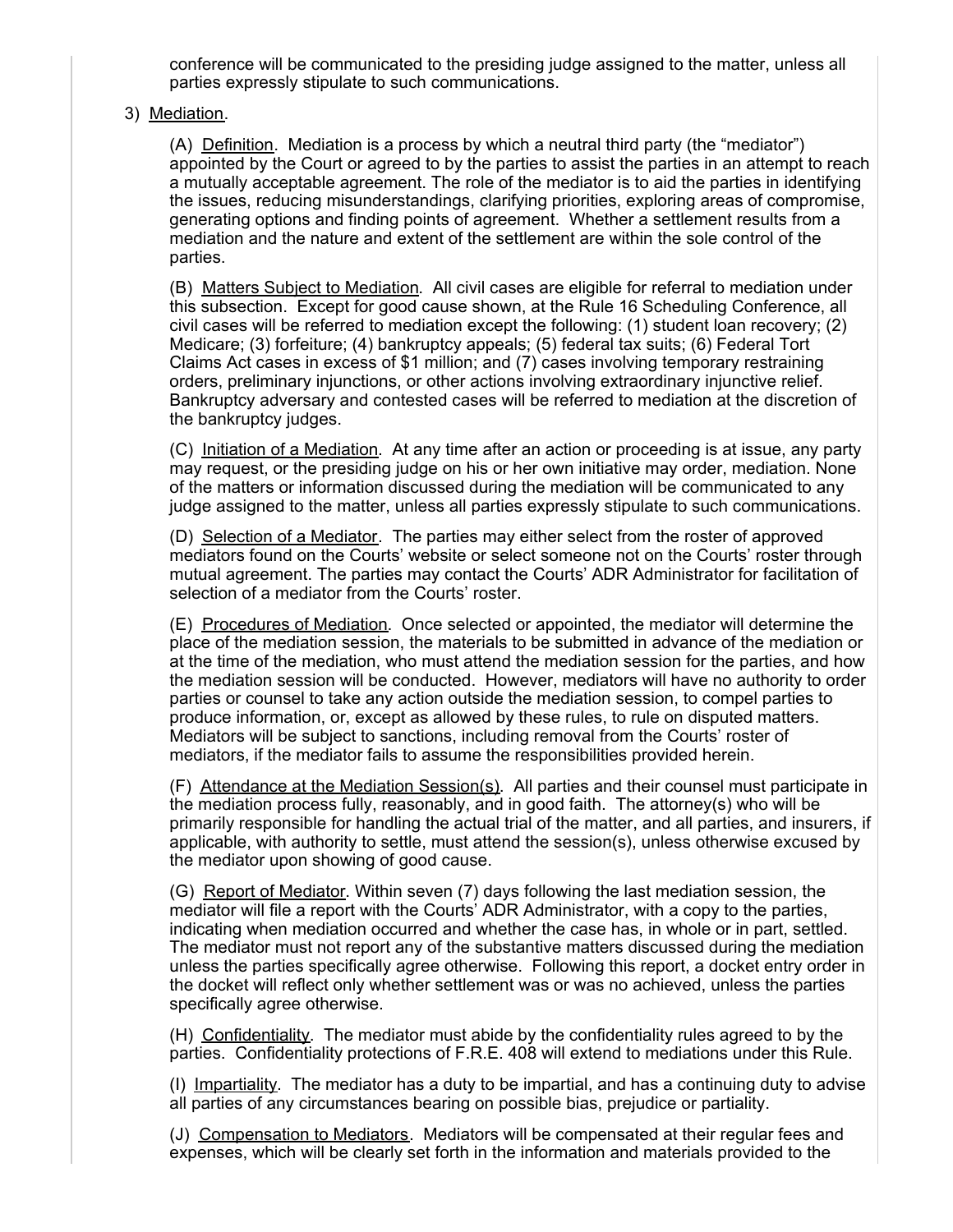conference will be communicated to the presiding judge assigned to the matter, unless all parties expressly stipulate to such communications.

3) Mediation.

(A) Definition. Mediation is a process by which a neutral third party (the "mediator") appointed by the Court or agreed to by the parties to assist the parties in an attempt to reach a mutually acceptable agreement. The role of the mediator is to aid the parties in identifying the issues, reducing misunderstandings, clarifying priorities, exploring areas of compromise, generating options and finding points of agreement. Whether a settlement results from a mediation and the nature and extent of the settlement are within the sole control of the parties.

(B) Matters Subject to Mediation. All civil cases are eligible for referral to mediation under this subsection. Except for good cause shown, at the Rule 16 Scheduling Conference, all civil cases will be referred to mediation except the following: (1) student loan recovery; (2) Medicare; (3) forfeiture; (4) bankruptcy appeals; (5) federal tax suits; (6) Federal Tort Claims Act cases in excess of $1 million; and (7) cases involving temporary restraining orders, preliminary injunctions, or other actions involving extraordinary injunctive relief. Bankruptcy adversary and contested cases will be referred to mediation at the discretion of the bankruptcy judges.

(C) Initiation of a Mediation. At any time after an action or proceeding is at issue, any party may request, or the presiding judge on his or her own initiative may order, mediation. None of the matters or information discussed during the mediation will be communicated to any judge assigned to the matter, unless all parties expressly stipulate to such communications.

(D) Selection of a Mediator. The parties may either select from the roster of approved mediators found on the Courts' website or select someone not on the Courts' roster through mutual agreement. The parties may contact the Courts' ADR Administrator for facilitation of selection of a mediator from the Courts' roster.

(E) Procedures of Mediation. Once selected or appointed, the mediator will determine the place of the mediation session, the materials to be submitted in advance of the mediation or at the time of the mediation, who must attend the mediation session for the parties, and how the mediation session will be conducted. However, mediators will have no authority to order parties or counsel to take any action outside the mediation session, to compel parties to produce information, or, except as allowed by these rules, to rule on disputed matters. Mediators will be subject to sanctions, including removal from the Courts' roster of mediators, if the mediator fails to assume the responsibilities provided herein.

(F) Attendance at the Mediation Session(s). All parties and their counsel must participate in the mediation process fully, reasonably, and in good faith. The attorney(s) who will be primarily responsible for handling the actual trial of the matter, and all parties, and insurers, if applicable, with authority to settle, must attend the session(s), unless otherwise excused by the mediator upon showing of good cause.

(G) Report of Mediator. Within seven (7) days following the last mediation session, the mediator will file a report with the Courts' ADR Administrator, with a copy to the parties, indicating when mediation occurred and whether the case has, in whole or in part, settled. The mediator must not report any of the substantive matters discussed during the mediation unless the parties specifically agree otherwise. Following this report, a docket entry order in the docket will reflect only whether settlement was or was no achieved, unless the parties specifically agree otherwise.

(H) Confidentiality. The mediator must abide by the confidentiality rules agreed to by the parties. Confidentiality protections of F.R.E. 408 will extend to mediations under this Rule.

(I) Impartiality. The mediator has a duty to be impartial, and has a continuing duty to advise all parties of any circumstances bearing on possible bias, prejudice or partiality.

(J) Compensation to Mediators. Mediators will be compensated at their regular fees and expenses, which will be clearly set forth in the information and materials provided to the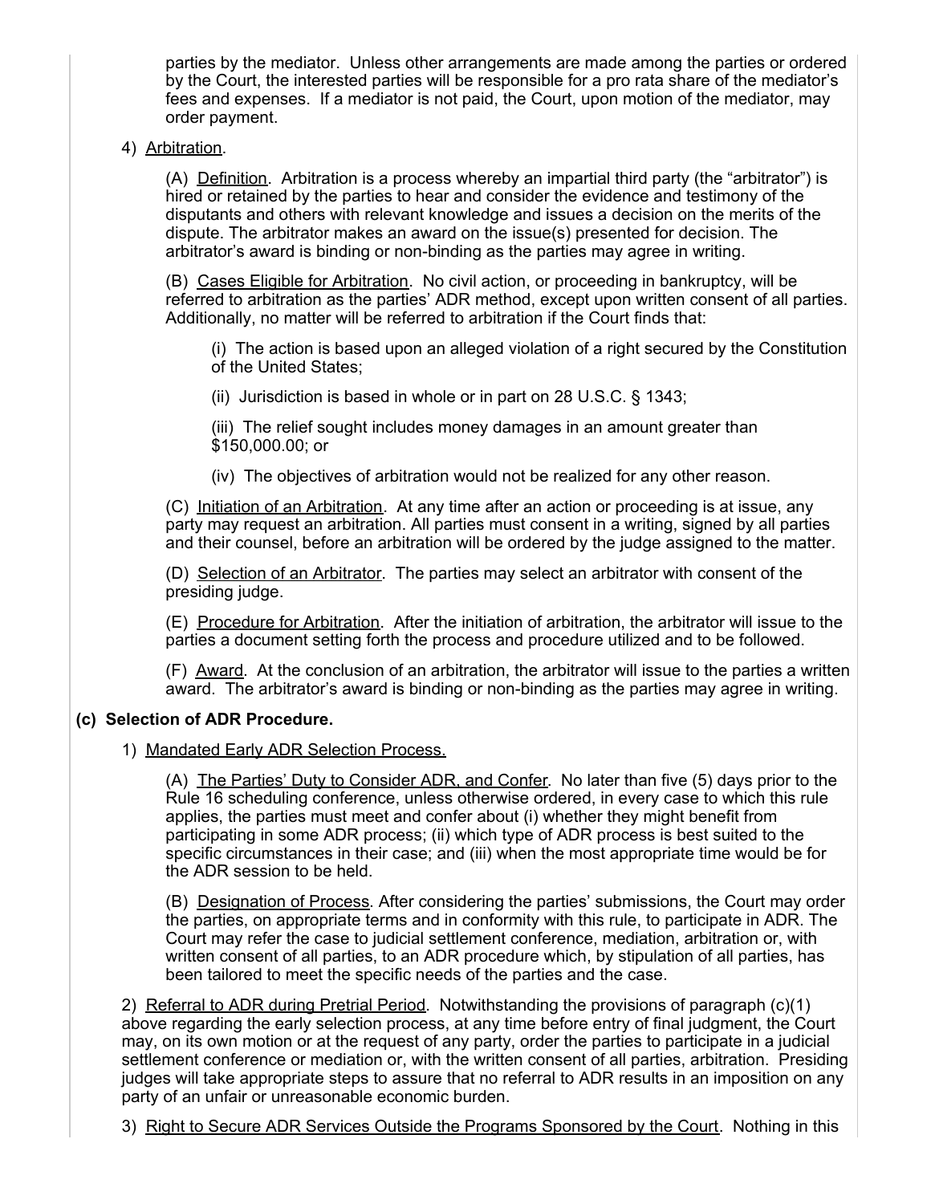parties by the mediator. Unless other arrangements are made among the parties or ordered by the Court, the interested parties will be responsible for a pro rata share of the mediator's fees and expenses. If a mediator is not paid, the Court, upon motion of the mediator, may order payment.

4) Arbitration.

(A) Definition. Arbitration is a process whereby an impartial third party (the "arbitrator") is hired or retained by the parties to hear and consider the evidence and testimony of the disputants and others with relevant knowledge and issues a decision on the merits of the dispute. The arbitrator makes an award on the issue(s) presented for decision. The arbitrator's award is binding or non-binding as the parties may agree in writing.

(B) Cases Eligible for Arbitration. No civil action, or proceeding in bankruptcy, will be referred to arbitration as the parties' ADR method, except upon written consent of all parties. Additionally, no matter will be referred to arbitration if the Court finds that:

(i) The action is based upon an alleged violation of a right secured by the Constitution of the United States;

(ii) Jurisdiction is based in whole or in part on 28 U.S.C. § 1343;

(iii) The relief sought includes money damages in an amount greater than $150,000.00; or

(iv) The objectives of arbitration would not be realized for any other reason.

(C) Initiation of an Arbitration. At any time after an action or proceeding is at issue, any party may request an arbitration. All parties must consent in a writing, signed by all parties and their counsel, before an arbitration will be ordered by the judge assigned to the matter.

(D) Selection of an Arbitrator. The parties may select an arbitrator with consent of the presiding judge.

(E) Procedure for Arbitration. After the initiation of arbitration, the arbitrator will issue to the parties a document setting forth the process and procedure utilized and to be followed.

(F) Award. At the conclusion of an arbitration, the arbitrator will issue to the parties a written award. The arbitrator's award is binding or non-binding as the parties may agree in writing.

**(c) Selection of ADR Procedure.**

1) Mandated Early ADR Selection Process.

(A) The Parties' Duty to Consider ADR, and Confer. No later than five (5) days prior to the Rule 16 scheduling conference, unless otherwise ordered, in every case to which this rule applies, the parties must meet and confer about (i) whether they might benefit from participating in some ADR process; (ii) which type of ADR process is best suited to the specific circumstances in their case; and (iii) when the most appropriate time would be for the ADR session to be held.

(B) Designation of Process. After considering the parties' submissions, the Court may order the parties, on appropriate terms and in conformity with this rule, to participate in ADR. The Court may refer the case to judicial settlement conference, mediation, arbitration or, with written consent of all parties, to an ADR procedure which, by stipulation of all parties, has been tailored to meet the specific needs of the parties and the case.

2) Referral to ADR during Pretrial Period. Notwithstanding the provisions of paragraph (c)(1) above regarding the early selection process, at any time before entry of final judgment, the Court may, on its own motion or at the request of any party, order the parties to participate in a judicial settlement conference or mediation or, with the written consent of all parties, arbitration. Presiding judges will take appropriate steps to assure that no referral to ADR results in an imposition on any party of an unfair or unreasonable economic burden.

3) Right to Secure ADR Services Outside the Programs Sponsored by the Court. Nothing in this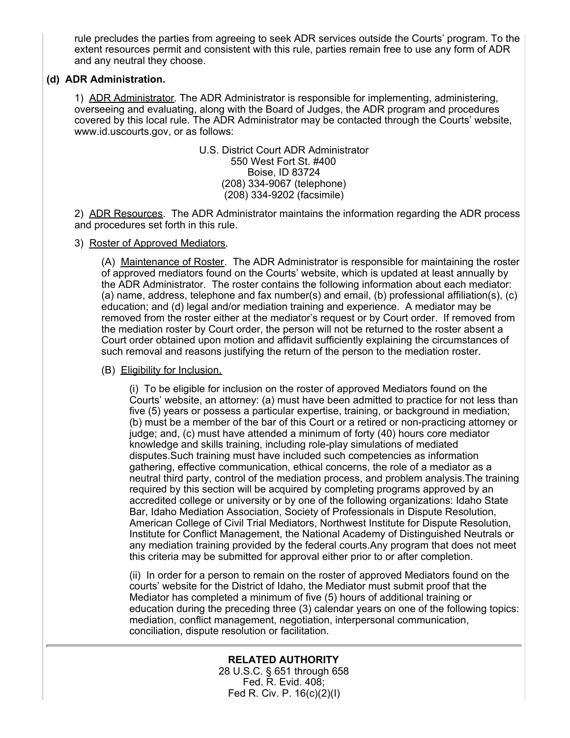rule precludes the parties from agreeing to seek ADR services outside the Courts' program. To the extent resources permit and consistent with this rule, parties remain free to use any form of ADR and any neutral they choose.

**(d) ADR Administration.**

1) ADR Administrator. The ADR Administrator is responsible for implementing, administering, overseeing and evaluating, along with the Board of Judges, the ADR program and procedures covered by this local rule. The ADR Administrator may be contacted through the Courts' website, www.id.uscourts.gov, or as follows:

U.S. District Court ADR Administrator
550 West Fort St. #400
Boise, ID 83724
(208) 334-9067 (telephone)
(208) 334-9202 (facsimile)

2) ADR Resources. The ADR Administrator maintains the information regarding the ADR process and procedures set forth in this rule.

3) Roster of Approved Mediators.

(A) Maintenance of Roster. The ADR Administrator is responsible for maintaining the roster of approved mediators found on the Courts' website, which is updated at least annually by the ADR Administrator. The roster contains the following information about each mediator: (a) name, address, telephone and fax number(s) and email, (b) professional affiliation(s), (c) education; and (d) legal and/or mediation training and experience. A mediator may be removed from the roster either at the mediator's request or by Court order. If removed from the mediation roster by Court order, the person will not be returned to the roster absent a Court order obtained upon motion and affidavit sufficiently explaining the circumstances of such removal and reasons justifying the return of the person to the mediation roster.

(B) Eligibility for Inclusion.

(i) To be eligible for inclusion on the roster of approved Mediators found on the Courts' website, an attorney: (a) must have been admitted to practice for not less than five (5) years or possess a particular expertise, training, or background in mediation; (b) must be a member of the bar of this Court or a retired or non-practicing attorney or judge; and, (c) must have attended a minimum of forty (40) hours core mediator knowledge and skills training, including role-play simulations of mediated disputes.Such training must have included such competencies as information gathering, effective communication, ethical concerns, the role of a mediator as a neutral third party, control of the mediation process, and problem analysis.The training required by this section will be acquired by completing programs approved by an accredited college or university or by one of the following organizations: Idaho State Bar, Idaho Mediation Association, Society of Professionals in Dispute Resolution, American College of Civil Trial Mediators, Northwest Institute for Dispute Resolution, Institute for Conflict Management, the National Academy of Distinguished Neutrals or any mediation training provided by the federal courts.Any program that does not meet this criteria may be submitted for approval either prior to or after completion.

(ii) In order for a person to remain on the roster of approved Mediators found on the courts' website for the District of Idaho, the Mediator must submit proof that the Mediator has completed a minimum of five (5) hours of additional training or education during the preceding three (3) calendar years on one of the following topics: mediation, conflict management, negotiation, interpersonal communication, conciliation, dispute resolution or facilitation.

**RELATED AUTHORITY**

28 U.S.C. § 651 through 658
Fed. R. Evid. 408;
Fed R. Civ. P. 16(c)(2)(I)